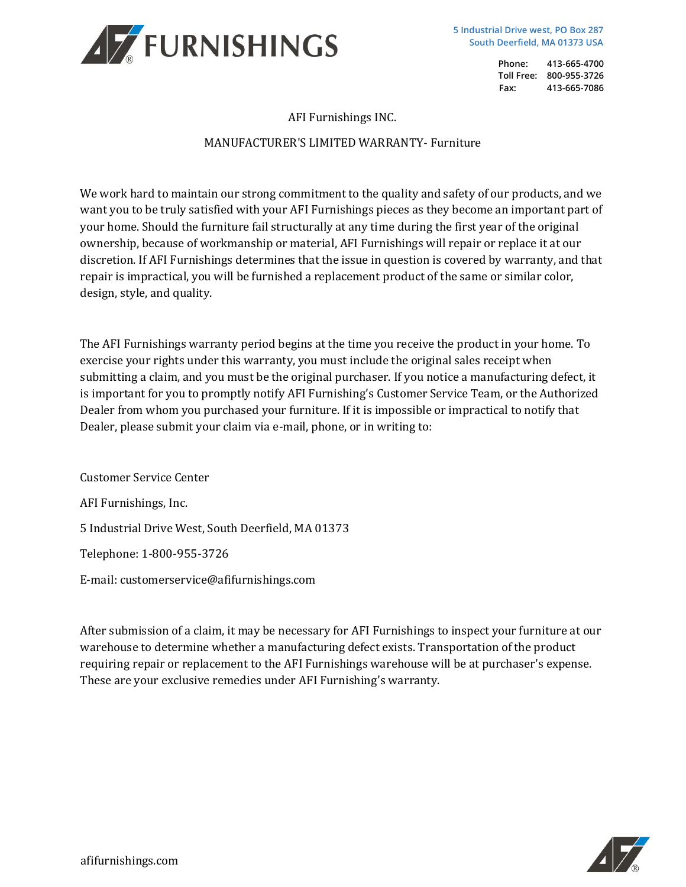# AFI FURNISHINGS

5 Industrial Drive west, PO Box 287
South Deerfield, MA 01373 USA

Phone: 413-665-4700
Toll Free: 800-955-3726
Fax: 413-665-7086

AFI Furnishings INC.

MANUFACTURER'S LIMITED WARRANTY- Furniture

We work hard to maintain our strong commitment to the quality and safety of our products, and we want you to be truly satisfied with your AFI Furnishings pieces as they become an important part of your home. Should the furniture fail structurally at any time during the first year of the original ownership, because of workmanship or material, AFI Furnishings will repair or replace it at our discretion. If AFI Furnishings determines that the issue in question is covered by warranty, and that repair is impractical, you will be furnished a replacement product of the same or similar color, design, style, and quality.

The AFI Furnishings warranty period begins at the time you receive the product in your home. To exercise your rights under this warranty, you must include the original sales receipt when submitting a claim, and you must be the original purchaser. If you notice a manufacturing defect, it is important for you to promptly notify AFI Furnishing's Customer Service Team, or the Authorized Dealer from whom you purchased your furniture. If it is impossible or impractical to notify that Dealer, please submit your claim via e-mail, phone, or in writing to:

Customer Service Center

AFI Furnishings, Inc.

5 Industrial Drive West, South Deerfield, MA 01373

Telephone: 1-800-955-3726

E-mail: customerservice@afifurnishings.com

After submission of a claim, it may be necessary for AFI Furnishings to inspect your furniture at our warehouse to determine whether a manufacturing defect exists. Transportation of the product requiring repair or replacement to the AFI Furnishings warehouse will be at purchaser's expense. These are your exclusive remedies under AFI Furnishing's warranty.

afifurnishings.com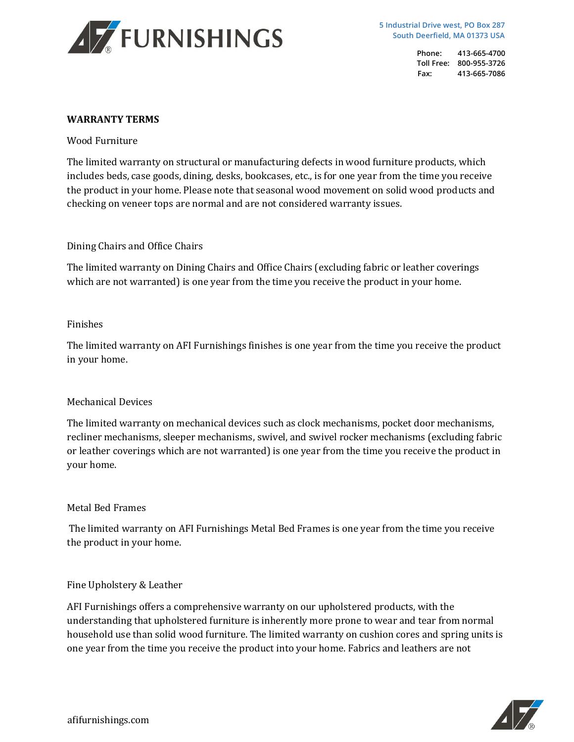# WARRANTY TERMS

## Wood Furniture

The limited warranty on structural or manufacturing defects in wood furniture products, which includes beds, case goods, dining, desks, bookcases, etc., is for one year from the time you receive the product in your home. Please note that seasonal wood movement on solid wood products and checking on veneer tops are normal and are not considered warranty issues.

## Dining Chairs and Office Chairs

The limited warranty on Dining Chairs and Office Chairs (excluding fabric or leather coverings which are not warranted) is one year from the time you receive the product in your home.

## Finishes

The limited warranty on AFI Furnishings finishes is one year from the time you receive the product in your home.

## Mechanical Devices

The limited warranty on mechanical devices such as clock mechanisms, pocket door mechanisms, recliner mechanisms, sleeper mechanisms, swivel, and swivel rocker mechanisms (excluding fabric or leather coverings which are not warranted) is one year from the time you receive the product in your home.

## Metal Bed Frames

The limited warranty on AFI Furnishings Metal Bed Frames is one year from the time you receive the product in your home.

## Fine Upholstery & Leather

AFI Furnishings offers a comprehensive warranty on our upholstered products, with the understanding that upholstered furniture is inherently more prone to wear and tear from normal household use than solid wood furniture. The limited warranty on cushion cores and spring units is one year from the time you receive the product into your home. Fabrics and leathers are not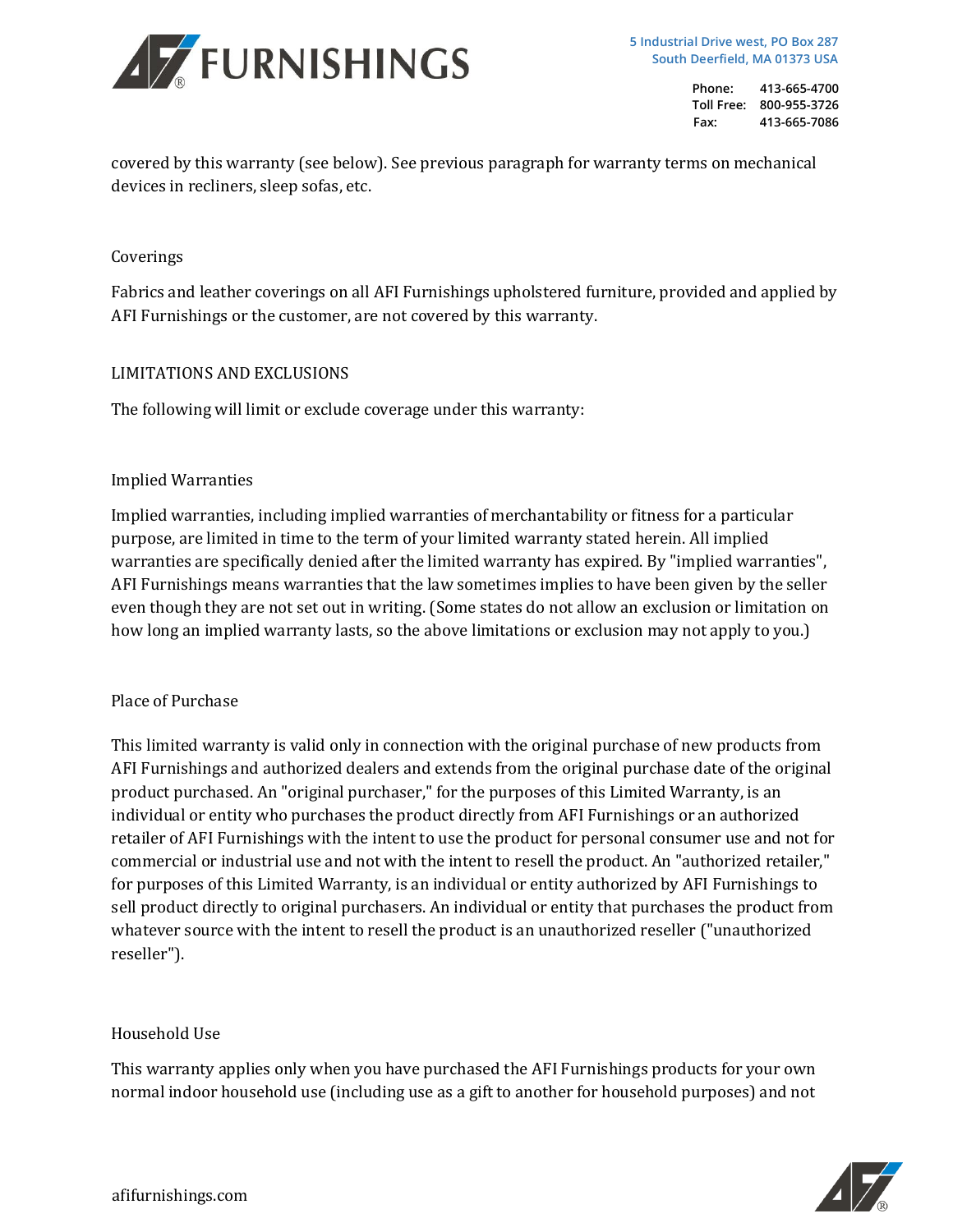covered by this warranty (see below). See previous paragraph for warranty terms on mechanical devices in recliners, sleep sofas, etc.

### Coverings

Fabrics and leather coverings on all AFI Furnishings upholstered furniture, provided and applied by AFI Furnishings or the customer, are not covered by this warranty.

## LIMITATIONS AND EXCLUSIONS

The following will limit or exclude coverage under this warranty:

### Implied Warranties

Implied warranties, including implied warranties of merchantability or fitness for a particular purpose, are limited in time to the term of your limited warranty stated herein. All implied warranties are specifically denied after the limited warranty has expired. By "implied warranties", AFI Furnishings means warranties that the law sometimes implies to have been given by the seller even though they are not set out in writing. (Some states do not allow an exclusion or limitation on how long an implied warranty lasts, so the above limitations or exclusion may not apply to you.)

### Place of Purchase

This limited warranty is valid only in connection with the original purchase of new products from AFI Furnishings and authorized dealers and extends from the original purchase date of the original product purchased. An "original purchaser," for the purposes of this Limited Warranty, is an individual or entity who purchases the product directly from AFI Furnishings or an authorized retailer of AFI Furnishings with the intent to use the product for personal consumer use and not for commercial or industrial use and not with the intent to resell the product. An "authorized retailer," for purposes of this Limited Warranty, is an individual or entity authorized by AFI Furnishings to sell product directly to original purchasers. An individual or entity that purchases the product from whatever source with the intent to resell the product is an unauthorized reseller ("unauthorized reseller").

### Household Use

This warranty applies only when you have purchased the AFI Furnishings products for your own normal indoor household use (including use as a gift to another for household purposes) and not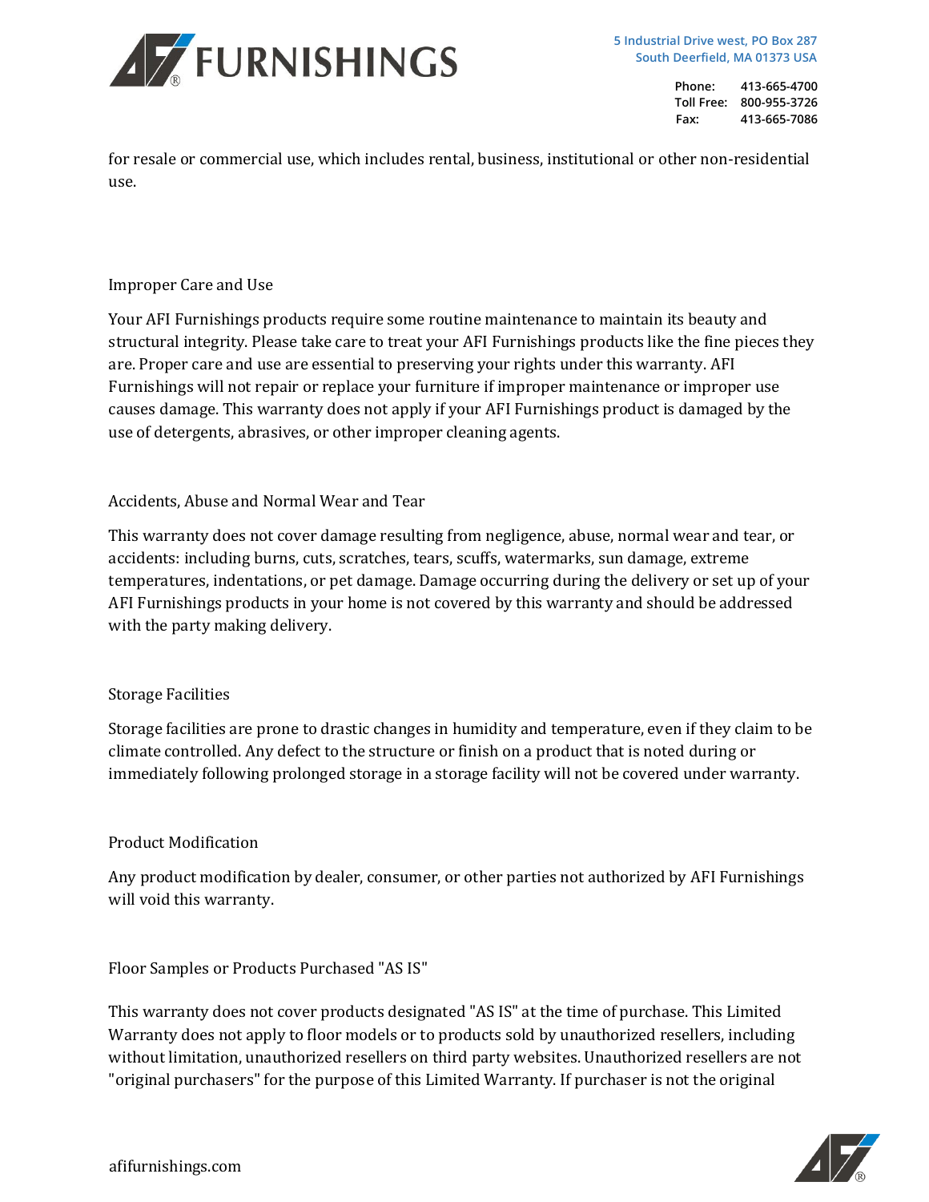for resale or commercial use, which includes rental, business, institutional or other non-residential use.

## Improper Care and Use

Your AFI Furnishings products require some routine maintenance to maintain its beauty and structural integrity. Please take care to treat your AFI Furnishings products like the fine pieces they are. Proper care and use are essential to preserving your rights under this warranty. AFI Furnishings will not repair or replace your furniture if improper maintenance or improper use causes damage. This warranty does not apply if your AFI Furnishings product is damaged by the use of detergents, abrasives, or other improper cleaning agents.

## Accidents, Abuse and Normal Wear and Tear

This warranty does not cover damage resulting from negligence, abuse, normal wear and tear, or accidents: including burns, cuts, scratches, tears, scuffs, watermarks, sun damage, extreme temperatures, indentations, or pet damage. Damage occurring during the delivery or set up of your AFI Furnishings products in your home is not covered by this warranty and should be addressed with the party making delivery.

## Storage Facilities

Storage facilities are prone to drastic changes in humidity and temperature, even if they claim to be climate controlled. Any defect to the structure or finish on a product that is noted during or immediately following prolonged storage in a storage facility will not be covered under warranty.

## Product Modification

Any product modification by dealer, consumer, or other parties not authorized by AFI Furnishings will void this warranty.

## Floor Samples or Products Purchased "AS IS"

This warranty does not cover products designated "AS IS" at the time of purchase. This Limited Warranty does not apply to floor models or to products sold by unauthorized resellers, including without limitation, unauthorized resellers on third party websites. Unauthorized resellers are not "original purchasers" for the purpose of this Limited Warranty. If purchaser is not the original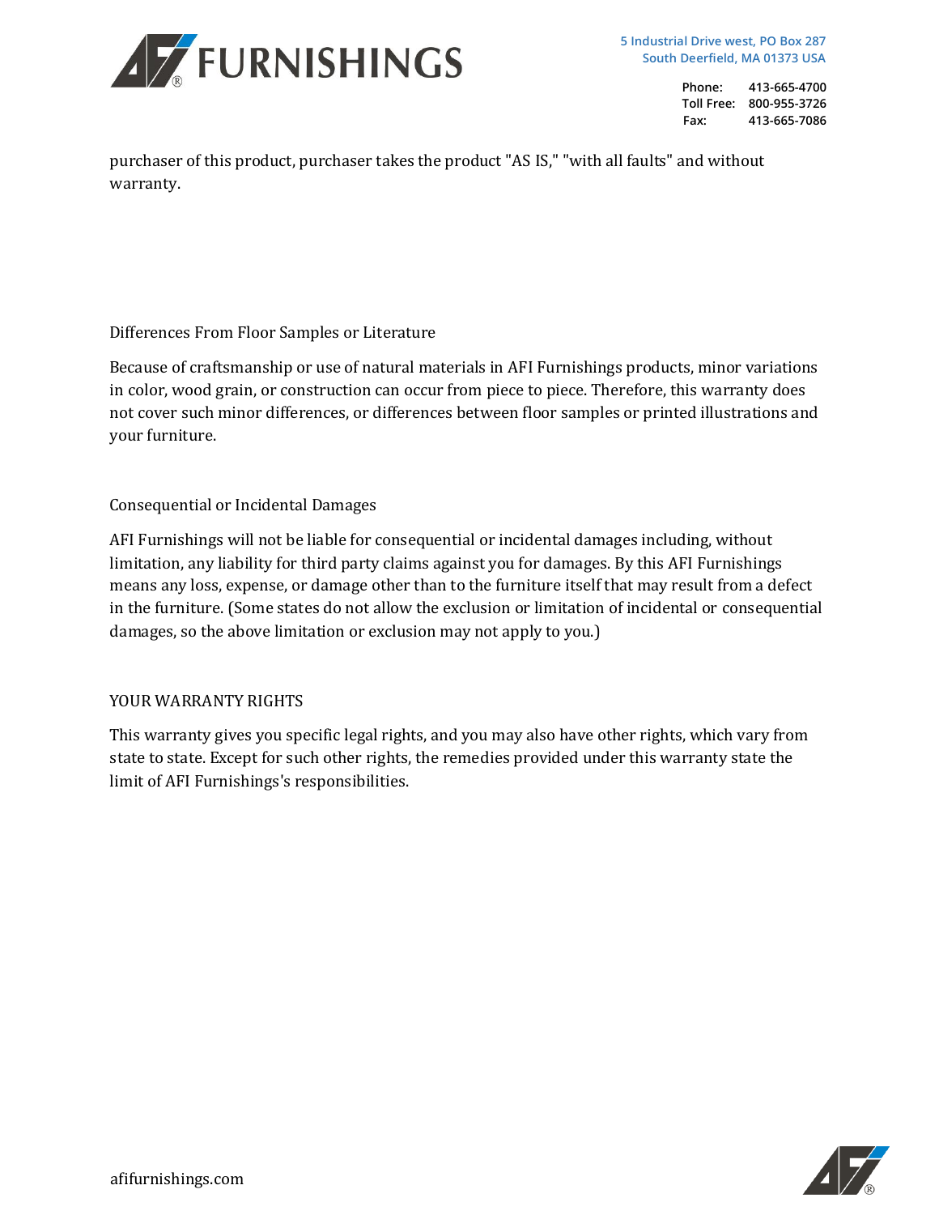purchaser of this product, purchaser takes the product "AS IS," "with all faults" and without warranty.

## Differences From Floor Samples or Literature

Because of craftsmanship or use of natural materials in AFI Furnishings products, minor variations in color, wood grain, or construction can occur from piece to piece. Therefore, this warranty does not cover such minor differences, or differences between floor samples or printed illustrations and your furniture.

## Consequential or Incidental Damages

AFI Furnishings will not be liable for consequential or incidental damages including, without limitation, any liability for third party claims against you for damages. By this AFI Furnishings means any loss, expense, or damage other than to the furniture itself that may result from a defect in the furniture. (Some states do not allow the exclusion or limitation of incidental or consequential damages, so the above limitation or exclusion may not apply to you.)

## YOUR WARRANTY RIGHTS

This warranty gives you specific legal rights, and you may also have other rights, which vary from state to state. Except for such other rights, the remedies provided under this warranty state the limit of AFI Furnishings's responsibilities.